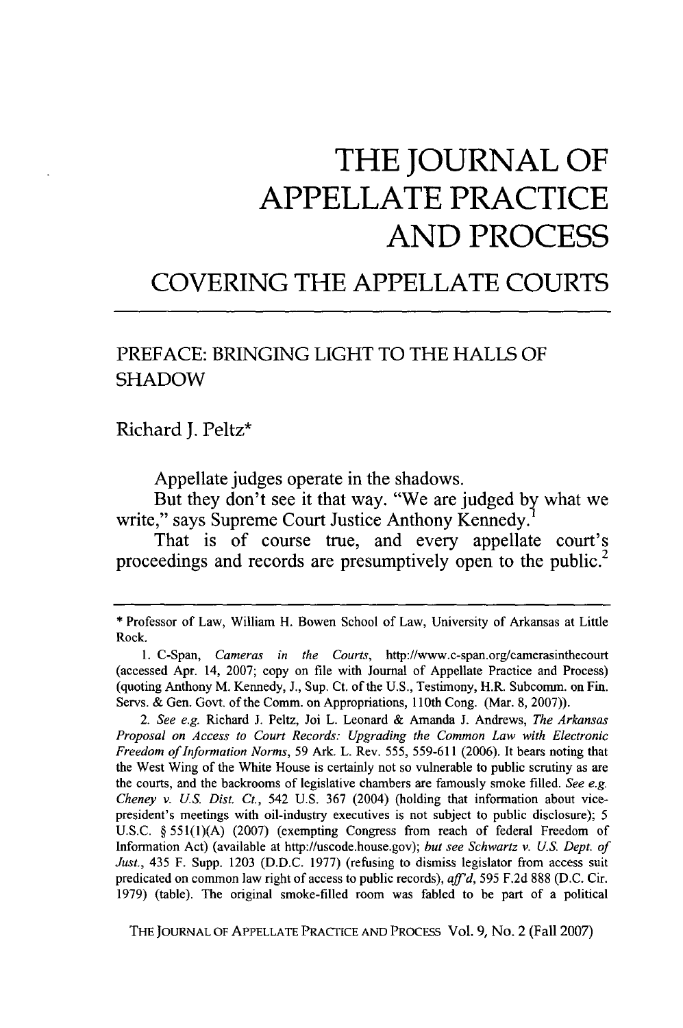# THE JOURNAL OF APPELLATE PRACTICE AND PROCESS

## COVERING THE APPELLATE COURTS

### PREFACE: BRINGING LIGHT TO THE HALLS OF SHADOW

Richard J. Peltz*

Appellate judges operate in the shadows.

But they don't see it that way. "We are judged by what we write," says Supreme Court Justice Anthony Kennedy.[1]

That is of course true, and every appellate court's proceedings and records are presumptively open to the public.[2]

---

\* Professor of Law, William H. Bowen School of Law, University of Arkansas at Little Rock.

1. C-Span, *Cameras in the Courts*, http://www.c-span.org/camerasinthecourt (accessed Apr. 14, 2007; copy on file with Journal of Appellate Practice and Process) (quoting Anthony M. Kennedy, J., Sup. Ct. of the U.S., Testimony, H.R. Subcomm. on Fin. Servs. & Gen. Govt. of the Comm. on Appropriations, 110th Cong. (Mar. 8, 2007)).

2. *See e.g.* Richard J. Peltz, Joi L. Leonard & Amanda J. Andrews, *The Arkansas Proposal on Access to Court Records: Upgrading the Common Law with Electronic Freedom of Information Norms*, 59 Ark. L. Rev. 555, 559-611 (2006). It bears noting that the West Wing of the White House is certainly not so vulnerable to public scrutiny as are the courts, and the backrooms of legislative chambers are famously smoke filled. *See e.g. Cheney v. U.S. Dist. Ct.*, 542 U.S. 367 (2004) (holding that information about vice-president's meetings with oil-industry executives is not subject to public disclosure); 5 U.S.C. § 551(1)(A) (2007) (exempting Congress from reach of federal Freedom of Information Act) (available at http://uscode.house.gov); *but see Schwartz v. U.S. Dept. of Just.*, 435 F. Supp. 1203 (D.D.C. 1977) (refusing to dismiss legislator from access suit predicated on common law right of access to public records), *aff'd*, 595 F.2d 888 (D.C. Cir. 1979) (table). The original smoke-filled room was fabled to be part of a political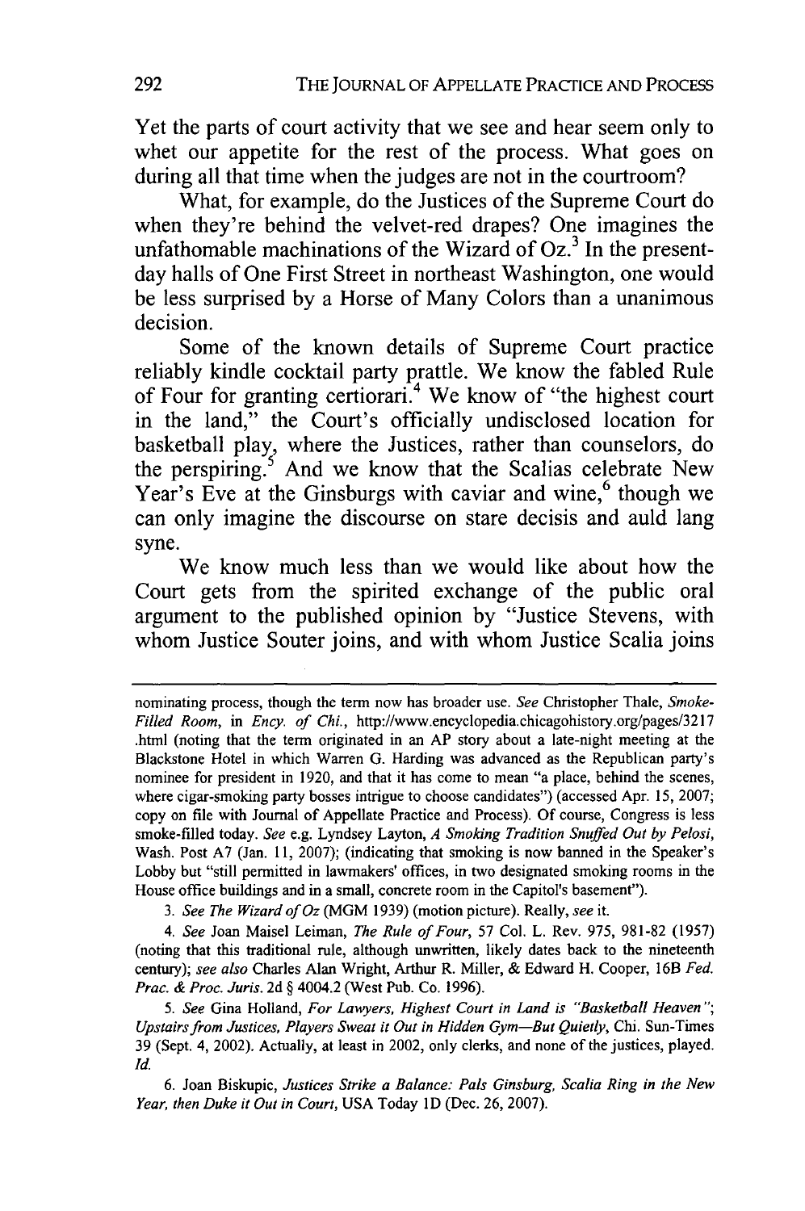Yet the parts of court activity that we see and hear seem only to whet our appetite for the rest of the process. What goes on during all that time when the judges are not in the courtroom?

What, for example, do the Justices of the Supreme Court do when they're behind the velvet-red drapes? One imagines the unfathomable machinations of the Wizard of Oz.[3] In the present-day halls of One First Street in northeast Washington, one would be less surprised by a Horse of Many Colors than a unanimous decision.

Some of the known details of Supreme Court practice reliably kindle cocktail party prattle. We know the fabled Rule of Four for granting certiorari.[4] We know of "the highest court in the land," the Court's officially undisclosed location for basketball play, where the Justices, rather than counselors, do the perspiring.[5] And we know that the Scalias celebrate New Year's Eve at the Ginsburgs with caviar and wine,[6] though we can only imagine the discourse on stare decisis and auld lang syne.

We know much less than we would like about how the Court gets from the spirited exchange of the public oral argument to the published opinion by "Justice Stevens, with whom Justice Souter joins, and with whom Justice Scalia joins

---

nominating process, though the term now has broader use. *See* Christopher Thale, *Smoke-Filled Room*, in *Ency. of Chi.*, http://www.encyclopedia.chicagohistory.org/pages/3217.html (noting that the term originated in an AP story about a late-night meeting at the Blackstone Hotel in which Warren G. Harding was advanced as the Republican party's nominee for president in 1920, and that it has come to mean "a place, behind the scenes, where cigar-smoking party bosses intrigue to choose candidates") (accessed Apr. 15, 2007; copy on file with Journal of Appellate Practice and Process). Of course, Congress is less smoke-filled today. *See* e.g. Lyndsey Layton, *A Smoking Tradition Snuffed Out by Pelosi*, Wash. Post A7 (Jan. 11, 2007); (indicating that smoking is now banned in the Speaker's Lobby but "still permitted in lawmakers' offices, in two designated smoking rooms in the House office buildings and in a small, concrete room in the Capitol's basement").

3. *See The Wizard of Oz* (MGM 1939) (motion picture). Really, *see* it.

4. *See* Joan Maisel Leiman, *The Rule of Four*, 57 Col. L. Rev. 975, 981-82 (1957) (noting that this traditional rule, although unwritten, likely dates back to the nineteenth century); *see also* Charles Alan Wright, Arthur R. Miller, & Edward H. Cooper, 16B *Fed. Prac. & Proc. Juris.* 2d § 4004.2 (West Pub. Co. 1996).

5. *See* Gina Holland, *For Lawyers, Highest Court in Land is "Basketball Heaven"; Upstairs from Justices, Players Sweat it Out in Hidden Gym—But Quietly*, Chi. Sun-Times 39 (Sept. 4, 2002). Actually, at least in 2002, only clerks, and none of the justices, played. *Id.*

6. Joan Biskupic, *Justices Strike a Balance: Pals Ginsburg, Scalia Ring in the New Year, then Duke it Out in Court*, USA Today 1D (Dec. 26, 2007).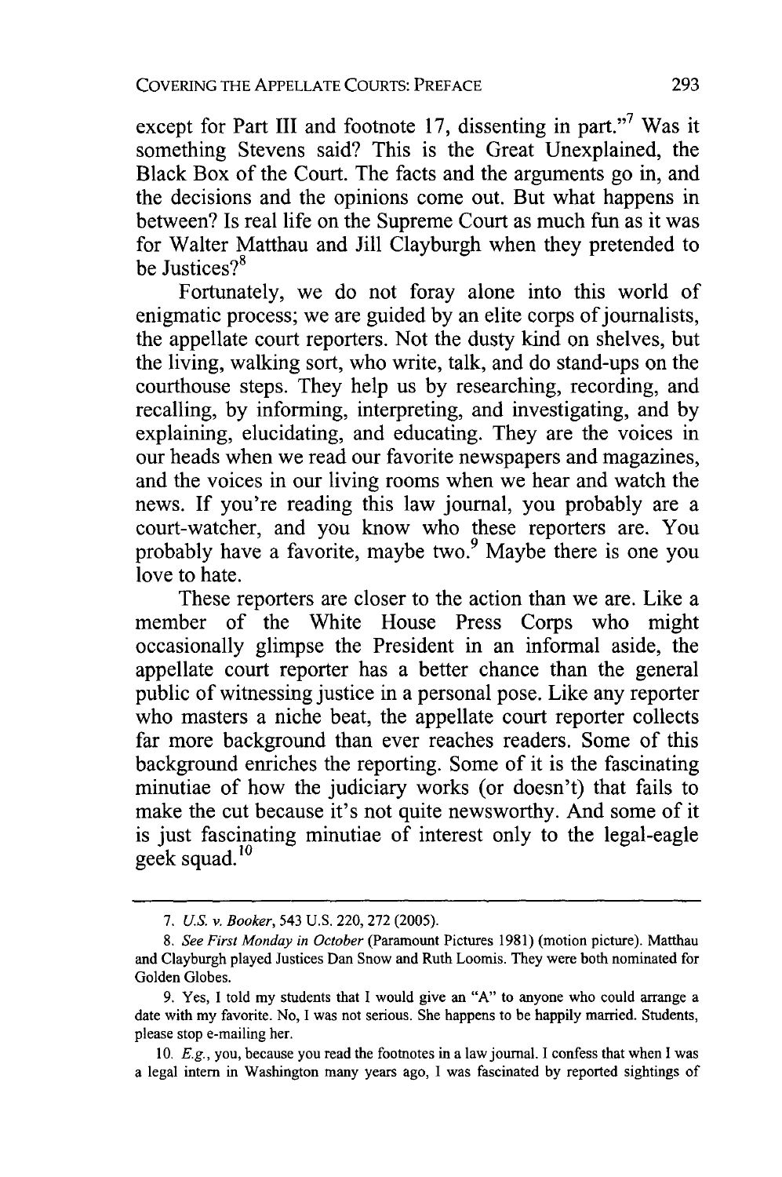except for Part III and footnote 17, dissenting in part."[7] Was it something Stevens said? This is the Great Unexplained, the Black Box of the Court. The facts and the arguments go in, and the decisions and the opinions come out. But what happens in between? Is real life on the Supreme Court as much fun as it was for Walter Matthau and Jill Clayburgh when they pretended to be Justices?[8]

Fortunately, we do not foray alone into this world of enigmatic process; we are guided by an elite corps of journalists, the appellate court reporters. Not the dusty kind on shelves, but the living, walking sort, who write, talk, and do stand-ups on the courthouse steps. They help us by researching, recording, and recalling, by informing, interpreting, and investigating, and by explaining, elucidating, and educating. They are the voices in our heads when we read our favorite newspapers and magazines, and the voices in our living rooms when we hear and watch the news. If you're reading this law journal, you probably are a court-watcher, and you know who these reporters are. You probably have a favorite, maybe two.[9] Maybe there is one you love to hate.

These reporters are closer to the action than we are. Like a member of the White House Press Corps who might occasionally glimpse the President in an informal aside, the appellate court reporter has a better chance than the general public of witnessing justice in a personal pose. Like any reporter who masters a niche beat, the appellate court reporter collects far more background than ever reaches readers. Some of this background enriches the reporting. Some of it is the fascinating minutiae of how the judiciary works (or doesn't) that fails to make the cut because it's not quite newsworthy. And some of it is just fascinating minutiae of interest only to the legal-eagle geek squad.[10]

---

7. *U.S. v. Booker*, 543 U.S. 220, 272 (2005).

8. *See First Monday in October* (Paramount Pictures 1981) (motion picture). Matthau and Clayburgh played Justices Dan Snow and Ruth Loomis. They were both nominated for Golden Globes.

9. Yes, I told my students that I would give an "A" to anyone who could arrange a date with my favorite. No, I was not serious. She happens to be happily married. Students, please stop e-mailing her.

10. *E.g.*, you, because you read the footnotes in a law journal. I confess that when I was a legal intern in Washington many years ago, I was fascinated by reported sightings of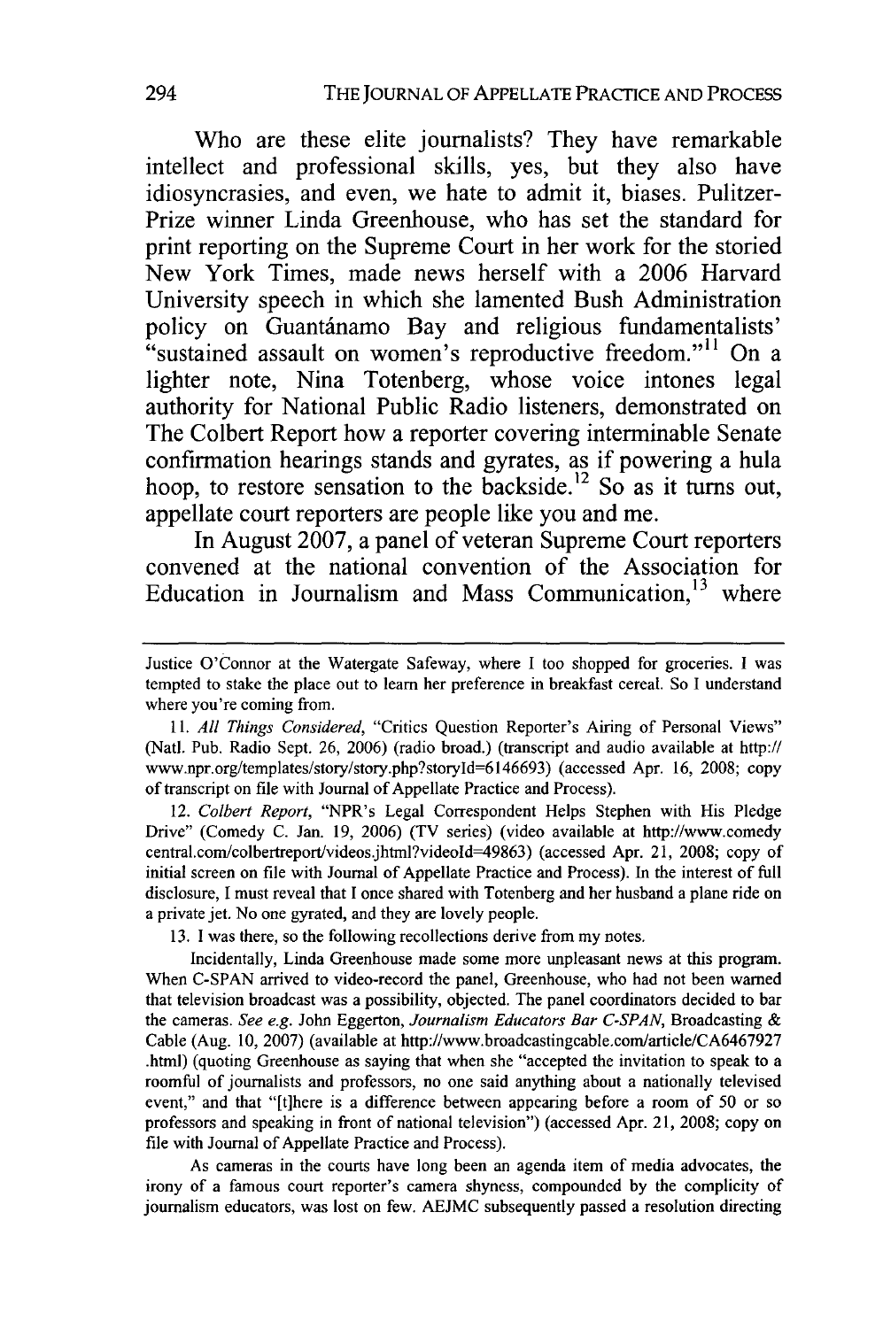Who are these elite journalists? They have remarkable intellect and professional skills, yes, but they also have idiosyncrasies, and even, we hate to admit it, biases. Pulitzer-Prize winner Linda Greenhouse, who has set the standard for print reporting on the Supreme Court in her work for the storied New York Times, made news herself with a 2006 Harvard University speech in which she lamented Bush Administration policy on Guantánamo Bay and religious fundamentalists' "sustained assault on women's reproductive freedom."[11] On a lighter note, Nina Totenberg, whose voice intones legal authority for National Public Radio listeners, demonstrated on The Colbert Report how a reporter covering interminable Senate confirmation hearings stands and gyrates, as if powering a hula hoop, to restore sensation to the backside.[12] So as it turns out, appellate court reporters are people like you and me.

In August 2007, a panel of veteran Supreme Court reporters convened at the national convention of the Association for Education in Journalism and Mass Communication,[13] where

---

Justice O'Connor at the Watergate Safeway, where I too shopped for groceries. I was tempted to stake the place out to learn her preference in breakfast cereal. So I understand where you're coming from.

11. *All Things Considered*, "Critics Question Reporter's Airing of Personal Views" (Natl. Pub. Radio Sept. 26, 2006) (radio broad.) (transcript and audio available at http://www.npr.org/templates/story/story.php?storyId=6146693) (accessed Apr. 16, 2008; copy of transcript on file with Journal of Appellate Practice and Process).

12. *Colbert Report*, "NPR's Legal Correspondent Helps Stephen with His Pledge Drive" (Comedy C. Jan. 19, 2006) (TV series) (video available at http://www.comedycentral.com/colbertreport/videos.jhtml?videoId=49863) (accessed Apr. 21, 2008; copy of initial screen on file with Journal of Appellate Practice and Process). In the interest of full disclosure, I must reveal that I once shared with Totenberg and her husband a plane ride on a private jet. No one gyrated, and they are lovely people.

13. I was there, so the following recollections derive from my notes.

Incidentally, Linda Greenhouse made some more unpleasant news at this program. When C-SPAN arrived to video-record the panel, Greenhouse, who had not been warned that television broadcast was a possibility, objected. The panel coordinators decided to bar the cameras. *See e.g.* John Eggerton, *Journalism Educators Bar C-SPAN*, Broadcasting & Cable (Aug. 10, 2007) (available at http://www.broadcastingcable.com/article/CA6467927.html) (quoting Greenhouse as saying that when she "accepted the invitation to speak to a roomful of journalists and professors, no one said anything about a nationally televised event," and that "[t]here is a difference between appearing before a room of 50 or so professors and speaking in front of national television") (accessed Apr. 21, 2008; copy on file with Journal of Appellate Practice and Process).

As cameras in the courts have long been an agenda item of media advocates, the irony of a famous court reporter's camera shyness, compounded by the complicity of journalism educators, was lost on few. AEJMC subsequently passed a resolution directing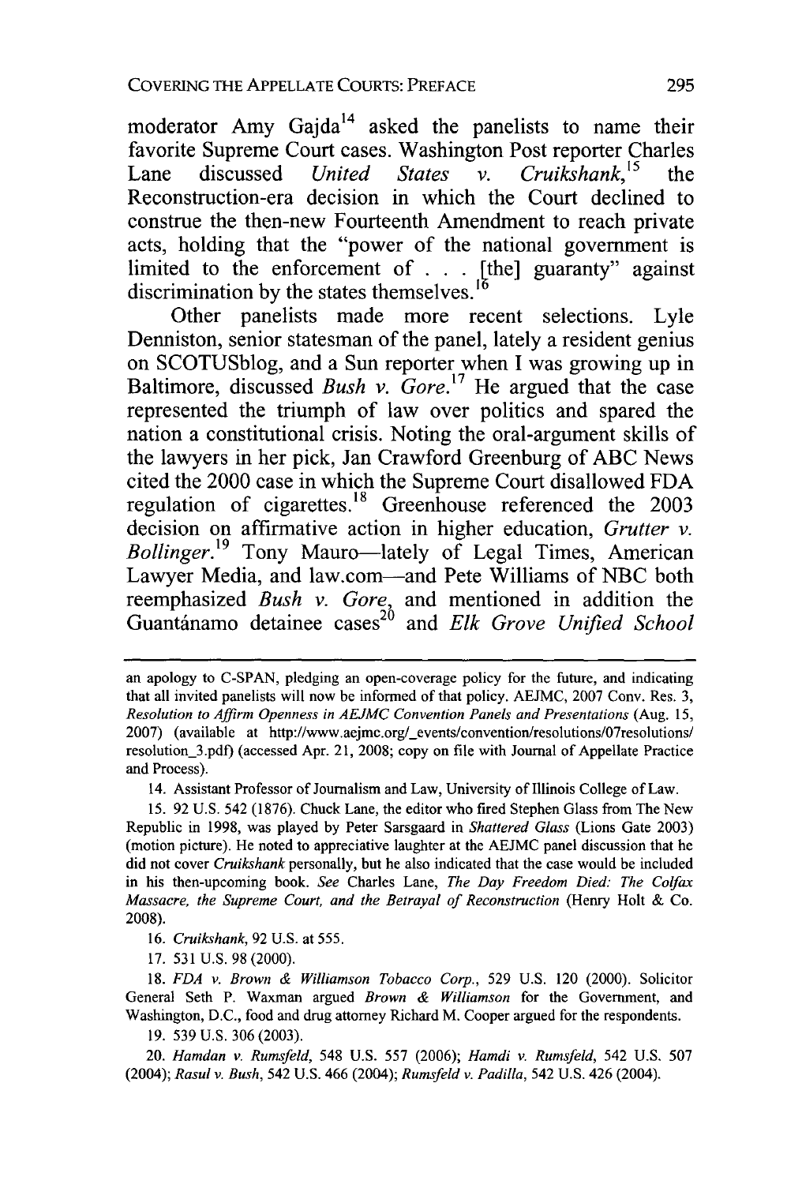moderator Amy Gajda[14] asked the panelists to name their favorite Supreme Court cases. Washington Post reporter Charles Lane discussed *United States v. Cruikshank*,[15] the Reconstruction-era decision in which the Court declined to construe the then-new Fourteenth Amendment to reach private acts, holding that the "power of the national government is limited to the enforcement of . . . [the] guaranty" against discrimination by the states themselves.[16]

Other panelists made more recent selections. Lyle Denniston, senior statesman of the panel, lately a resident genius on SCOTUSblog, and a Sun reporter when I was growing up in Baltimore, discussed *Bush v. Gore*.[17] He argued that the case represented the triumph of law over politics and spared the nation a constitutional crisis. Noting the oral-argument skills of the lawyers in her pick, Jan Crawford Greenburg of ABC News cited the 2000 case in which the Supreme Court disallowed FDA regulation of cigarettes.[18] Greenhouse referenced the 2003 decision on affirmative action in higher education, *Grutter v. Bollinger*.[19] Tony Mauro—lately of Legal Times, American Lawyer Media, and law.com—and Pete Williams of NBC both reemphasized *Bush v. Gore*, and mentioned in addition the Guantánamo detainee cases[20] and *Elk Grove Unified School*

---

an apology to C-SPAN, pledging an open-coverage policy for the future, and indicating that all invited panelists will now be informed of that policy. AEJMC, 2007 Conv. Res. 3, *Resolution to Affirm Openness in AEJMC Convention Panels and Presentations* (Aug. 15, 2007) (available at http://www.aejmc.org/_events/convention/resolutions/07resolutions/resolution_3.pdf) (accessed Apr. 21, 2008; copy on file with Journal of Appellate Practice and Process).

14. Assistant Professor of Journalism and Law, University of Illinois College of Law.

15. 92 U.S. 542 (1876). Chuck Lane, the editor who fired Stephen Glass from The New Republic in 1998, was played by Peter Sarsgaard in *Shattered Glass* (Lions Gate 2003) (motion picture). He noted to appreciative laughter at the AEJMC panel discussion that he did not cover *Cruikshank* personally, but he also indicated that the case would be included in his then-upcoming book. *See* Charles Lane, *The Day Freedom Died: The Colfax Massacre, the Supreme Court, and the Betrayal of Reconstruction* (Henry Holt & Co. 2008).

16. *Cruikshank*, 92 U.S. at 555.

17. 531 U.S. 98 (2000).

18. *FDA v. Brown & Williamson Tobacco Corp.*, 529 U.S. 120 (2000). Solicitor General Seth P. Waxman argued *Brown & Williamson* for the Government, and Washington, D.C., food and drug attorney Richard M. Cooper argued for the respondents.

19. 539 U.S. 306 (2003).

20. *Hamdan v. Rumsfeld*, 548 U.S. 557 (2006); *Hamdi v. Rumsfeld*, 542 U.S. 507 (2004); *Rasul v. Bush*, 542 U.S. 466 (2004); *Rumsfeld v. Padilla*, 542 U.S. 426 (2004).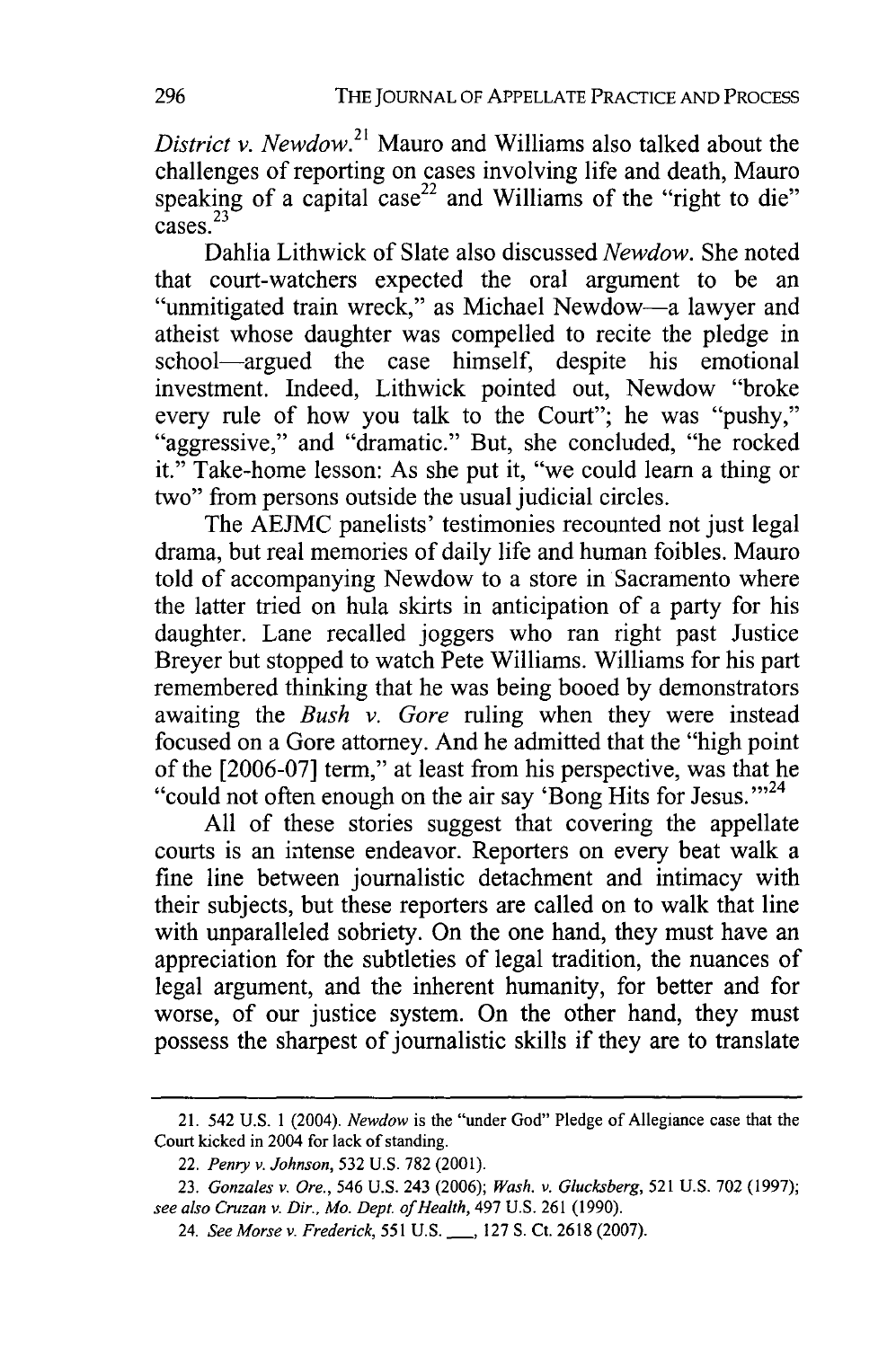*District v. Newdow.*[21] Mauro and Williams also talked about the challenges of reporting on cases involving life and death, Mauro speaking of a capital case[22] and Williams of the "right to die" cases.[23]

Dahlia Lithwick of Slate also discussed *Newdow*. She noted that court-watchers expected the oral argument to be an "unmitigated train wreck," as Michael Newdow—a lawyer and atheist whose daughter was compelled to recite the pledge in school—argued the case himself, despite his emotional investment. Indeed, Lithwick pointed out, Newdow "broke every rule of how you talk to the Court"; he was "pushy," "aggressive," and "dramatic." But, she concluded, "he rocked it." Take-home lesson: As she put it, "we could learn a thing or two" from persons outside the usual judicial circles.

The AEJMC panelists' testimonies recounted not just legal drama, but real memories of daily life and human foibles. Mauro told of accompanying Newdow to a store in Sacramento where the latter tried on hula skirts in anticipation of a party for his daughter. Lane recalled joggers who ran right past Justice Breyer but stopped to watch Pete Williams. Williams for his part remembered thinking that he was being booed by demonstrators awaiting the *Bush v. Gore* ruling when they were instead focused on a Gore attorney. And he admitted that the "high point of the [2006-07] term," at least from his perspective, was that he "could not often enough on the air say 'Bong Hits for Jesus.'"[24]

All of these stories suggest that covering the appellate courts is an intense endeavor. Reporters on every beat walk a fine line between journalistic detachment and intimacy with their subjects, but these reporters are called on to walk that line with unparalleled sobriety. On the one hand, they must have an appreciation for the subtleties of legal tradition, the nuances of legal argument, and the inherent humanity, for better and for worse, of our justice system. On the other hand, they must possess the sharpest of journalistic skills if they are to translate

---

21. 542 U.S. 1 (2004). *Newdow* is the "under God" Pledge of Allegiance case that the Court kicked in 2004 for lack of standing.

22. *Penry v. Johnson*, 532 U.S. 782 (2001).

23. *Gonzales v. Ore.*, 546 U.S. 243 (2006); *Wash. v. Glucksberg*, 521 U.S. 702 (1997); *see also Cruzan v. Dir., Mo. Dept. of Health*, 497 U.S. 261 (1990).

24. *See Morse v. Frederick*, 551 U.S. ___, 127 S. Ct. 2618 (2007).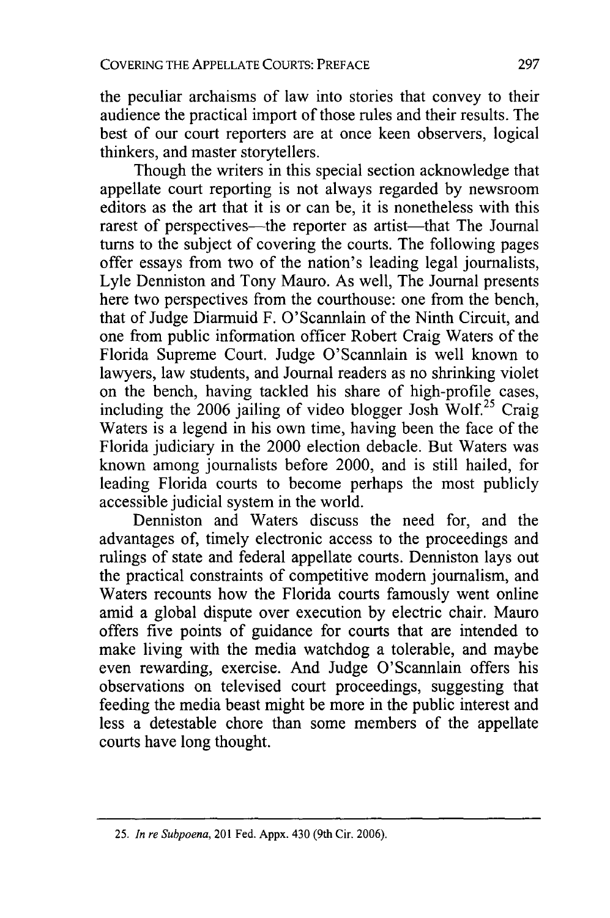the peculiar archaisms of law into stories that convey to their audience the practical import of those rules and their results. The best of our court reporters are at once keen observers, logical thinkers, and master storytellers.

Though the writers in this special section acknowledge that appellate court reporting is not always regarded by newsroom editors as the art that it is or can be, it is nonetheless with this rarest of perspectives—the reporter as artist—that The Journal turns to the subject of covering the courts. The following pages offer essays from two of the nation's leading legal journalists, Lyle Denniston and Tony Mauro. As well, The Journal presents here two perspectives from the courthouse: one from the bench, that of Judge Diarmuid F. O'Scannlain of the Ninth Circuit, and one from public information officer Robert Craig Waters of the Florida Supreme Court. Judge O'Scannlain is well known to lawyers, law students, and Journal readers as no shrinking violet on the bench, having tackled his share of high-profile cases, including the 2006 jailing of video blogger Josh Wolf.[25] Craig Waters is a legend in his own time, having been the face of the Florida judiciary in the 2000 election debacle. But Waters was known among journalists before 2000, and is still hailed, for leading Florida courts to become perhaps the most publicly accessible judicial system in the world.

Denniston and Waters discuss the need for, and the advantages of, timely electronic access to the proceedings and rulings of state and federal appellate courts. Denniston lays out the practical constraints of competitive modern journalism, and Waters recounts how the Florida courts famously went online amid a global dispute over execution by electric chair. Mauro offers five points of guidance for courts that are intended to make living with the media watchdog a tolerable, and maybe even rewarding, exercise. And Judge O'Scannlain offers his observations on televised court proceedings, suggesting that feeding the media beast might be more in the public interest and less a detestable chore than some members of the appellate courts have long thought.

---

25. *In re Subpoena*, 201 Fed. Appx. 430 (9th Cir. 2006).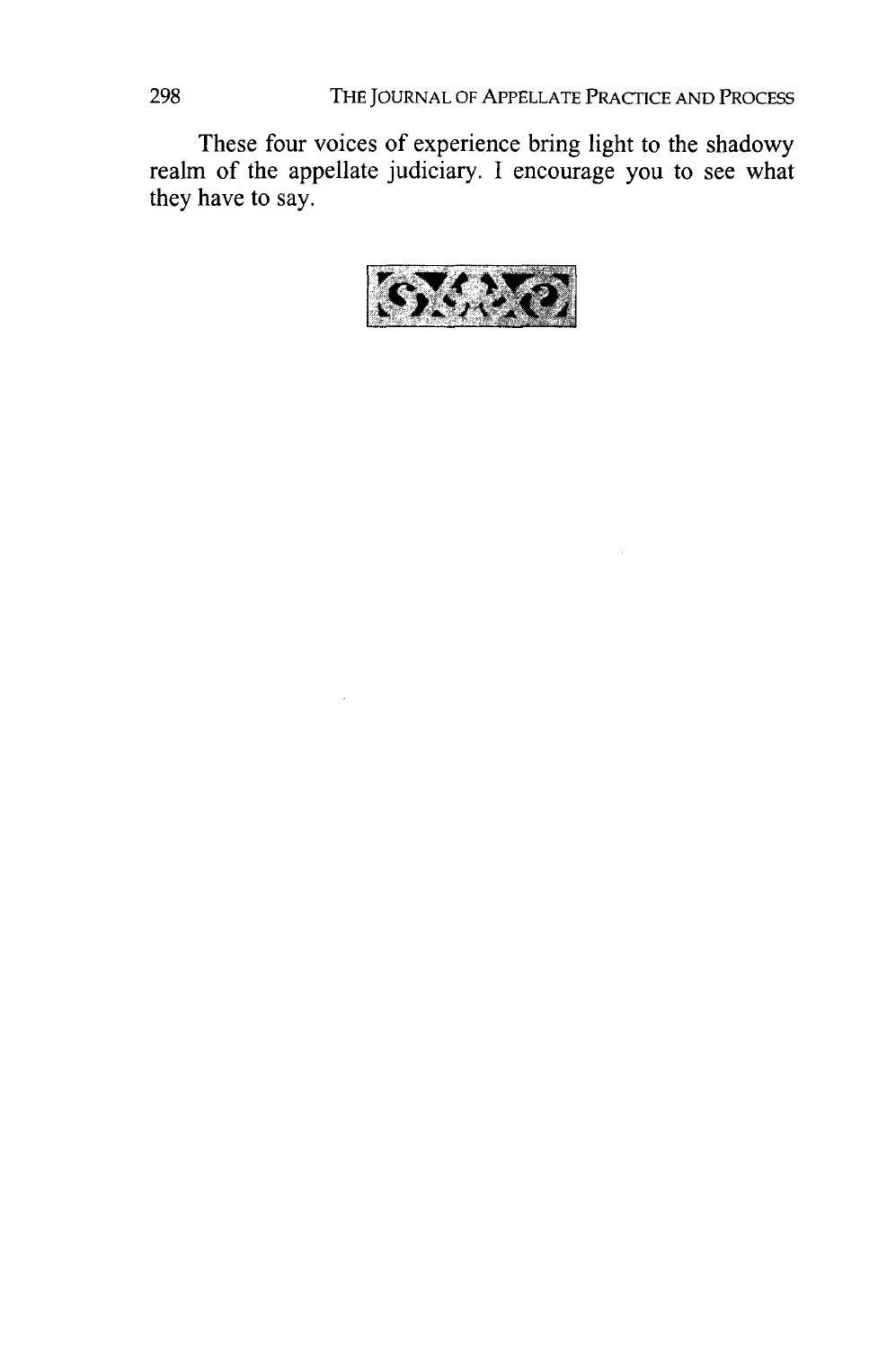These four voices of experience bring light to the shadowy realm of the appellate judiciary. I encourage you to see what they have to say.